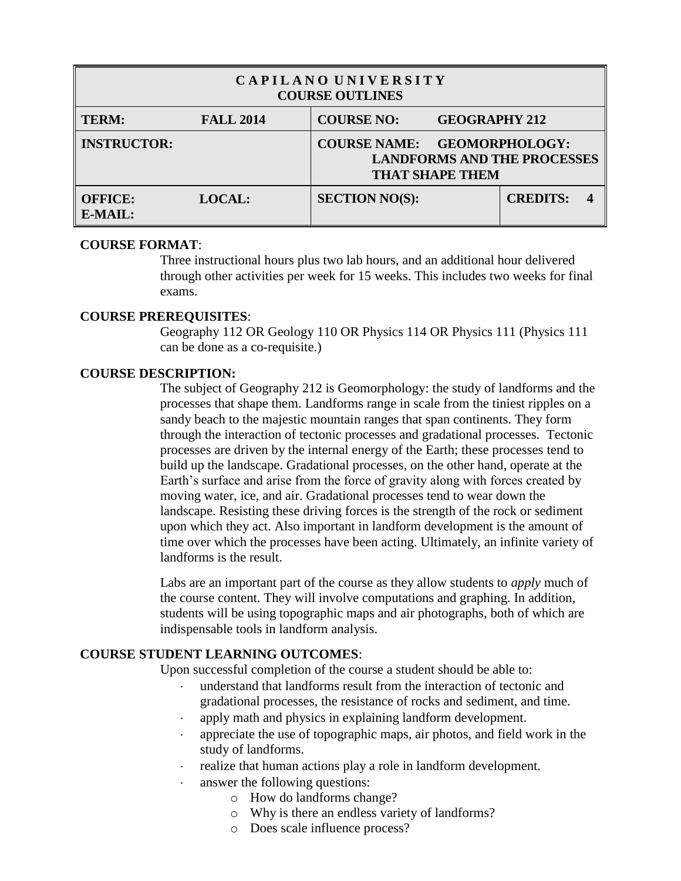| C A P I L A N O U N I V E R S I T Y COURSE OUTLINES | | | |
|---|---|---|---|
| **TERM:** | **FALL 2014** | **COURSE NO:** **GEOGRAPHY 212** | |
| **INSTRUCTOR:** | | **COURSE NAME: GEOMORPHOLOGY: LANDFORMS AND THE PROCESSES THAT SHAPE THEM** | |
| **OFFICE:** **E-MAIL:** | **LOCAL:** | **SECTION NO(S):** | **CREDITS: 4** |

**COURSE FORMAT**:

Three instructional hours plus two lab hours, and an additional hour delivered through other activities per week for 15 weeks. This includes two weeks for final exams.

**COURSE PREREQUISITES**:

Geography 112 OR Geology 110 OR Physics 114 OR Physics 111 (Physics 111 can be done as a co-requisite.)

**COURSE DESCRIPTION:**

The subject of Geography 212 is Geomorphology: the study of landforms and the processes that shape them. Landforms range in scale from the tiniest ripples on a sandy beach to the majestic mountain ranges that span continents. They form through the interaction of tectonic processes and gradational processes. Tectonic processes are driven by the internal energy of the Earth; these processes tend to build up the landscape. Gradational processes, on the other hand, operate at the Earth's surface and arise from the force of gravity along with forces created by moving water, ice, and air. Gradational processes tend to wear down the landscape. Resisting these driving forces is the strength of the rock or sediment upon which they act. Also important in landform development is the amount of time over which the processes have been acting. Ultimately, an infinite variety of landforms is the result.

Labs are an important part of the course as they allow students to *apply* much of the course content. They will involve computations and graphing. In addition, students will be using topographic maps and air photographs, both of which are indispensable tools in landform analysis.

**COURSE STUDENT LEARNING OUTCOMES**:

Upon successful completion of the course a student should be able to:

- understand that landforms result from the interaction of tectonic and gradational processes, the resistance of rocks and sediment, and time.
- apply math and physics in explaining landform development.
- appreciate the use of topographic maps, air photos, and field work in the study of landforms.
- realize that human actions play a role in landform development.
- answer the following questions:
  - How do landforms change?
  - Why is there an endless variety of landforms?
  - Does scale influence process?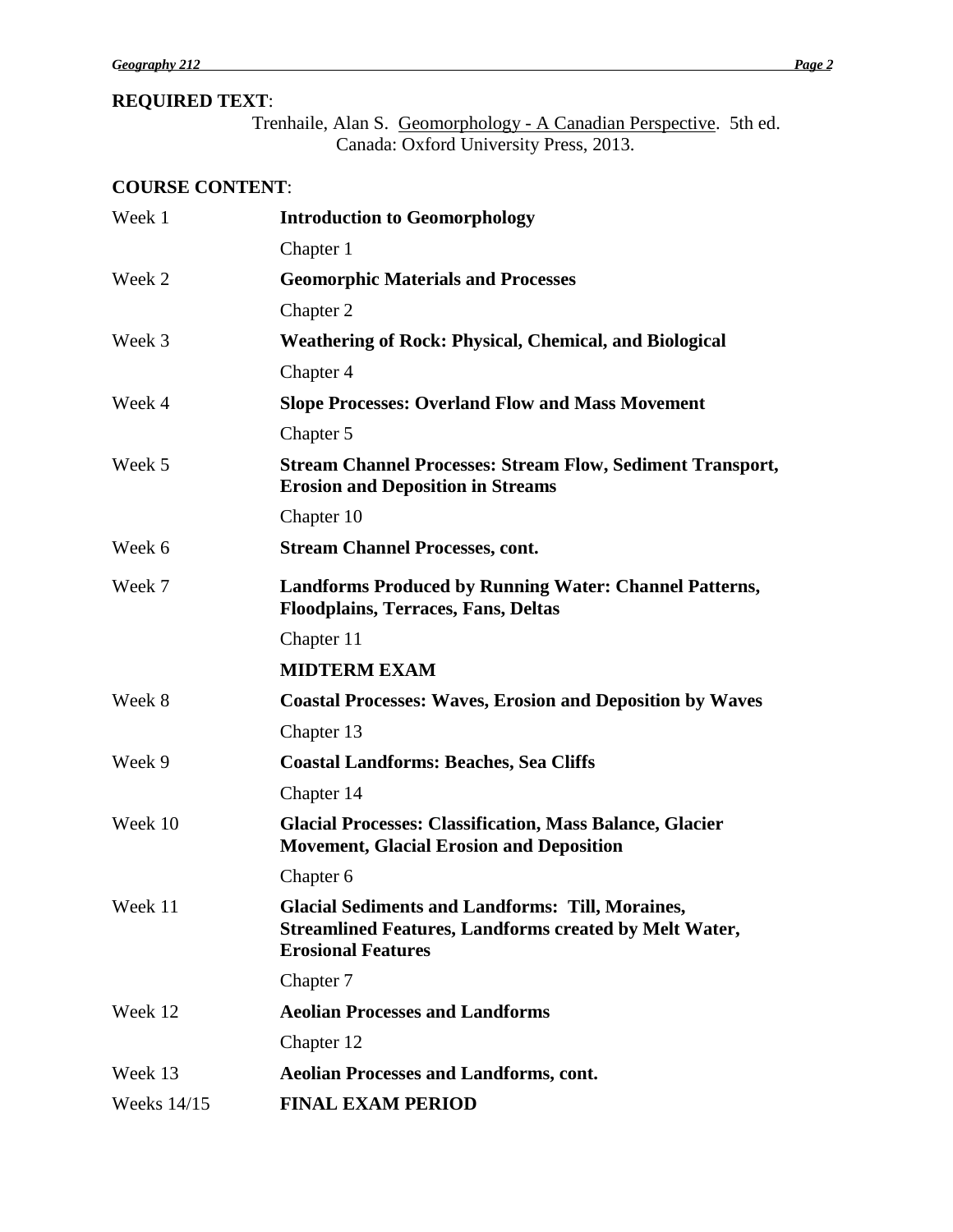**REQUIRED TEXT**:

Trenhaile, Alan S. Geomorphology - A Canadian Perspective. 5th ed. Canada: Oxford University Press, 2013.

**COURSE CONTENT**:

| | |
|---|---|
| Week 1 | **Introduction to Geomorphology** |
| | Chapter 1 |
| Week 2 | **Geomorphic Materials and Processes** |
| | Chapter 2 |
| Week 3 | **Weathering of Rock: Physical, Chemical, and Biological** |
| | Chapter 4 |
| Week 4 | **Slope Processes: Overland Flow and Mass Movement** |
| | Chapter 5 |
| Week 5 | **Stream Channel Processes: Stream Flow, Sediment Transport, Erosion and Deposition in Streams** |
| | Chapter 10 |
| Week 6 | **Stream Channel Processes, cont.** |
| Week 7 | **Landforms Produced by Running Water: Channel Patterns, Floodplains, Terraces, Fans, Deltas** |
| | Chapter 11 |
| | **MIDTERM EXAM** |
| Week 8 | **Coastal Processes: Waves, Erosion and Deposition by Waves** |
| | Chapter 13 |
| Week 9 | **Coastal Landforms: Beaches, Sea Cliffs** |
| | Chapter 14 |
| Week 10 | **Glacial Processes: Classification, Mass Balance, Glacier Movement, Glacial Erosion and Deposition** |
| | Chapter 6 |
| Week 11 | **Glacial Sediments and Landforms: Till, Moraines, Streamlined Features, Landforms created by Melt Water, Erosional Features** |
| | Chapter 7 |
| Week 12 | **Aeolian Processes and Landforms** |
| | Chapter 12 |
| Week 13 | **Aeolian Processes and Landforms, cont.** |
| Weeks 14/15 | **FINAL EXAM PERIOD** |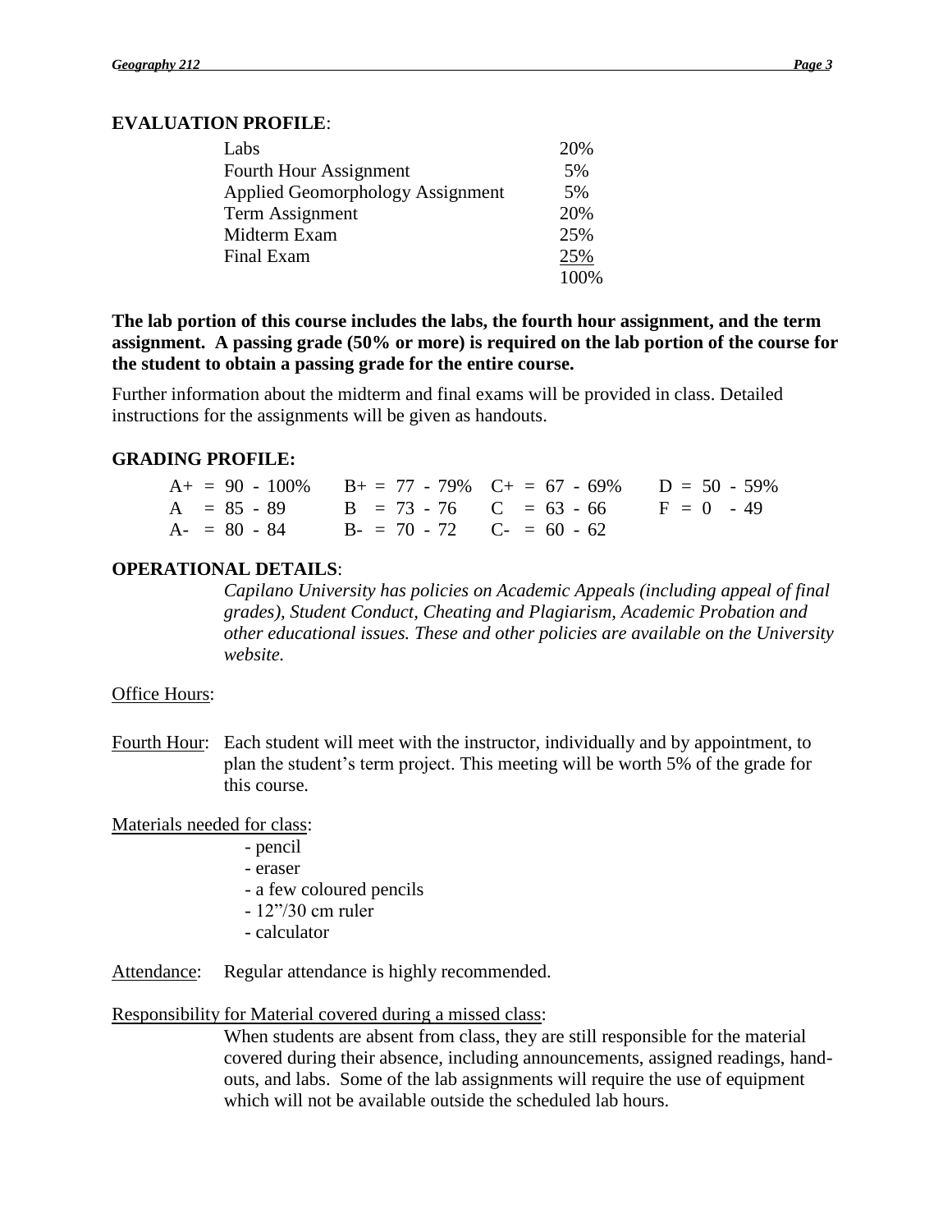**EVALUATION PROFILE**:

| Component | Weight |
|---|---|
| Labs | 20% |
| Fourth Hour Assignment | 5% |
| Applied Geomorphology Assignment | 5% |
| Term Assignment | 20% |
| Midterm Exam | 25% |
| Final Exam | 25% |
| | 100% |

**The lab portion of this course includes the labs, the fourth hour assignment, and the term assignment. A passing grade (50% or more) is required on the lab portion of the course for the student to obtain a passing grade for the entire course.**

Further information about the midterm and final exams will be provided in class. Detailed instructions for the assignments will be given as handouts.

**GRADING PROFILE:**

| | | | |
|---|---|---|---|
| A+ = 90 - 100% | B+ = 77 - 79% | C+ = 67 - 69% | D = 50 - 59% |
| A = 85 - 89 | B = 73 - 76 | C = 63 - 66 | F = 0 - 49 |
| A- = 80 - 84 | B- = 70 - 72 | C- = 60 - 62 | |

**OPERATIONAL DETAILS**:

*Capilano University has policies on Academic Appeals (including appeal of final grades), Student Conduct, Cheating and Plagiarism, Academic Probation and other educational issues. These and other policies are available on the University website.*

Office Hours:

Fourth Hour: Each student will meet with the instructor, individually and by appointment, to plan the student's term project. This meeting will be worth 5% of the grade for this course.

Materials needed for class:

- pencil
- eraser
- a few coloured pencils
- 12"/30 cm ruler
- calculator

Attendance: Regular attendance is highly recommended.

Responsibility for Material covered during a missed class:

When students are absent from class, they are still responsible for the material covered during their absence, including announcements, assigned readings, hand-outs, and labs. Some of the lab assignments will require the use of equipment which will not be available outside the scheduled lab hours.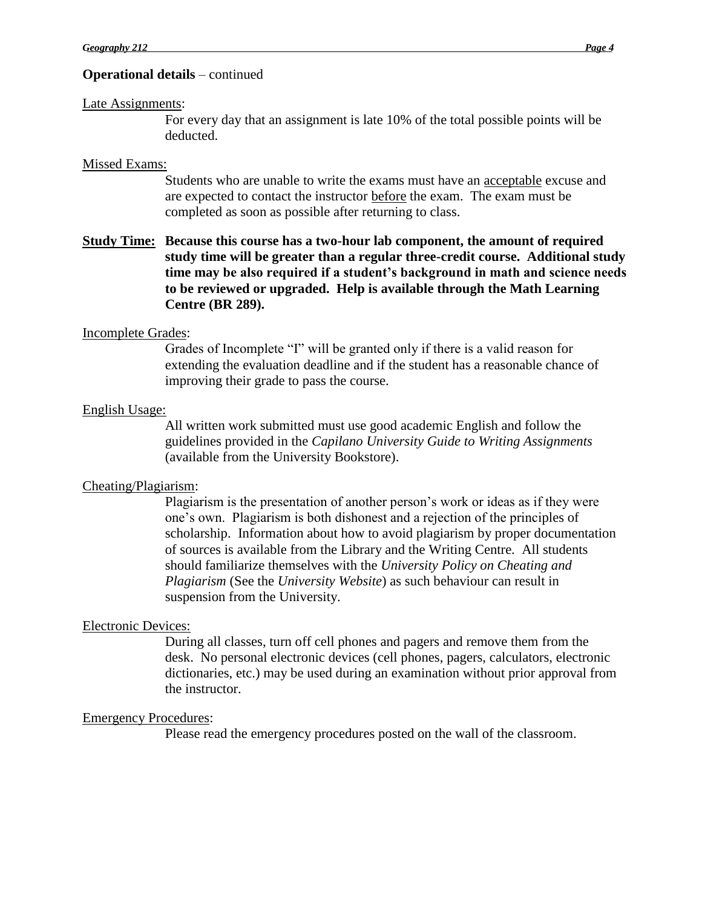**Operational details** – continued

Late Assignments:

For every day that an assignment is late 10% of the total possible points will be deducted.

Missed Exams:

Students who are unable to write the exams must have an acceptable excuse and are expected to contact the instructor before the exam. The exam must be completed as soon as possible after returning to class.

**Study Time:** **Because this course has a two-hour lab component, the amount of required study time will be greater than a regular three-credit course. Additional study time may be also required if a student's background in math and science needs to be reviewed or upgraded. Help is available through the Math Learning Centre (BR 289).**

Incomplete Grades:

Grades of Incomplete "I" will be granted only if there is a valid reason for extending the evaluation deadline and if the student has a reasonable chance of improving their grade to pass the course.

English Usage:

All written work submitted must use good academic English and follow the guidelines provided in the *Capilano University Guide to Writing Assignments* (available from the University Bookstore).

Cheating/Plagiarism:

Plagiarism is the presentation of another person's work or ideas as if they were one's own. Plagiarism is both dishonest and a rejection of the principles of scholarship. Information about how to avoid plagiarism by proper documentation of sources is available from the Library and the Writing Centre. All students should familiarize themselves with the *University Policy on Cheating and Plagiarism* (See the *University Website*) as such behaviour can result in suspension from the University.

Electronic Devices:

During all classes, turn off cell phones and pagers and remove them from the desk. No personal electronic devices (cell phones, pagers, calculators, electronic dictionaries, etc.) may be used during an examination without prior approval from the instructor.

Emergency Procedures:

Please read the emergency procedures posted on the wall of the classroom.